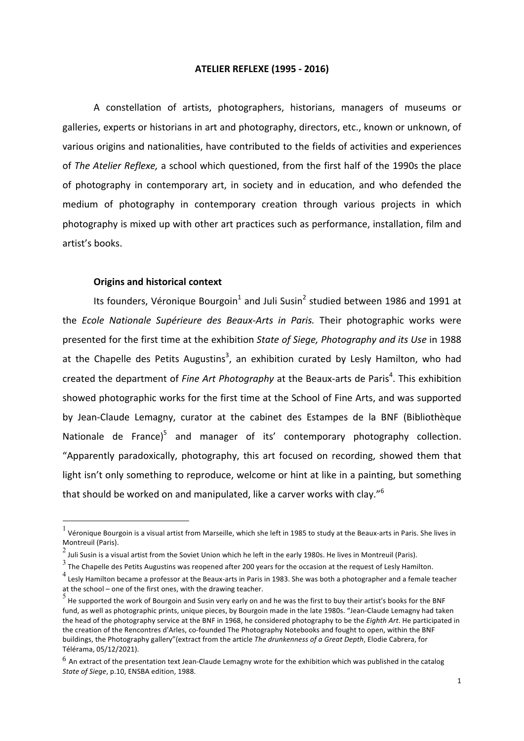# ATELIER REFLEXE (1995 - 2016)

A constellation of artists, photographers, historians, managers of museums or galleries, experts or historians in art and photography, directors, etc., known or unknown, of various origins and nationalities, have contributed to the fields of activities and experiences of *The Atelier Reflexe,* a school which questioned, from the first half of the 1990s the place of photography in contemporary art, in society and in education, and who defended the medium of photography in contemporary creation through various projects in which photography is mixed up with other art practices such as performance, installation, film and artist's books.

## Origins and historical context

Its founders, Véronique Bourgoin[1] and Juli Susin[2] studied between 1986 and 1991 at the *Ecole Nationale Supérieure des Beaux-Arts in Paris.* Their photographic works were presented for the first time at the exhibition *State of Siege, Photography and its Use* in 1988 at the Chapelle des Petits Augustins[3], an exhibition curated by Lesly Hamilton, who had created the department of *Fine Art Photography* at the Beaux-arts de Paris[4]. This exhibition showed photographic works for the first time at the School of Fine Arts, and was supported by Jean-Claude Lemagny, curator at the cabinet des Estampes de la BNF (Bibliothèque Nationale de France)[5] and manager of its' contemporary photography collection. "Apparently paradoxically, photography, this art focused on recording, showed them that light isn't only something to reproduce, welcome or hint at like in a painting, but something that should be worked on and manipulated, like a carver works with clay."[6]

---

[1] Véronique Bourgoin is a visual artist from Marseille, which she left in 1985 to study at the Beaux-arts in Paris. She lives in Montreuil (Paris).

[2] Juli Susin is a visual artist from the Soviet Union which he left in the early 1980s. He lives in Montreuil (Paris).

[3] The Chapelle des Petits Augustins was reopened after 200 years for the occasion at the request of Lesly Hamilton.

[4] Lesly Hamilton became a professor at the Beaux-arts in Paris in 1983. She was both a photographer and a female teacher at the school – one of the first ones, with the drawing teacher.

[5] He supported the work of Bourgoin and Susin very early on and he was the first to buy their artist's books for the BNF fund, as well as photographic prints, unique pieces, by Bourgoin made in the late 1980s. "Jean-Claude Lemagny had taken the head of the photography service at the BNF in 1968, he considered photography to be the *Eighth Art*. He participated in the creation of the Rencontres d'Arles, co-founded The Photography Notebooks and fought to open, within the BNF buildings, the Photography gallery"(extract from the article *The drunkenness of a Great Depth*, Elodie Cabrera, for Télérama, 05/12/2021).

[6] An extract of the presentation text Jean-Claude Lemagny wrote for the exhibition which was published in the catalog *State of Siege*, p.10, ENSBA edition, 1988.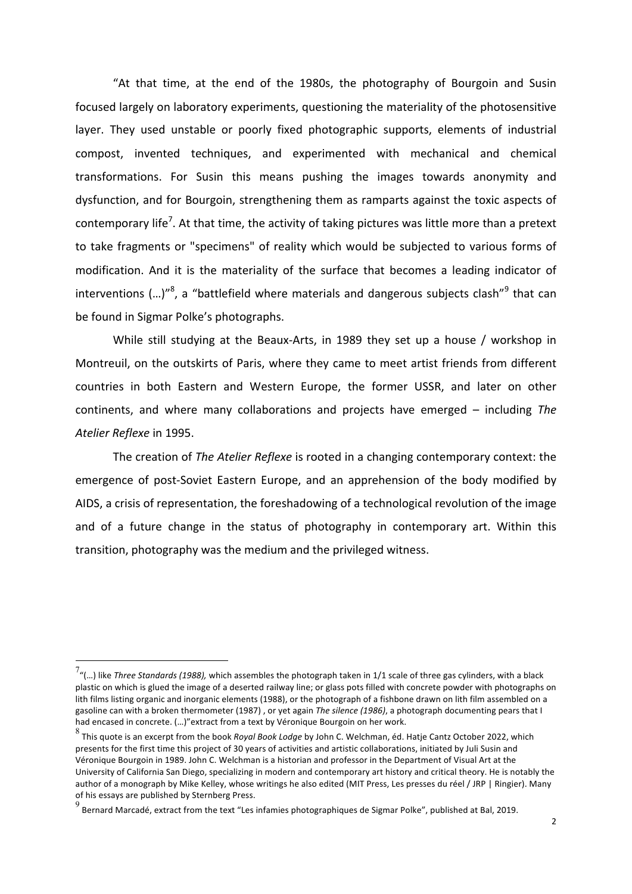"At that time, at the end of the 1980s, the photography of Bourgoin and Susin focused largely on laboratory experiments, questioning the materiality of the photosensitive layer. They used unstable or poorly fixed photographic supports, elements of industrial compost, invented techniques, and experimented with mechanical and chemical transformations. For Susin this means pushing the images towards anonymity and dysfunction, and for Bourgoin, strengthening them as ramparts against the toxic aspects of contemporary life[7]. At that time, the activity of taking pictures was little more than a pretext to take fragments or "specimens" of reality which would be subjected to various forms of modification. And it is the materiality of the surface that becomes a leading indicator of interventions (…)"[8], a "battlefield where materials and dangerous subjects clash"[9] that can be found in Sigmar Polke's photographs.

While still studying at the Beaux-Arts, in 1989 they set up a house / workshop in Montreuil, on the outskirts of Paris, where they came to meet artist friends from different countries in both Eastern and Western Europe, the former USSR, and later on other continents, and where many collaborations and projects have emerged – including *The Atelier Reflexe* in 1995.

The creation of *The Atelier Reflexe* is rooted in a changing contemporary context: the emergence of post-Soviet Eastern Europe, and an apprehension of the body modified by AIDS, a crisis of representation, the foreshadowing of a technological revolution of the image and of a future change in the status of photography in contemporary art. Within this transition, photography was the medium and the privileged witness.

---

[7] "(…) like *Three Standards (1988),* which assembles the photograph taken in 1/1 scale of three gas cylinders, with a black plastic on which is glued the image of a deserted railway line; or glass pots filled with concrete powder with photographs on lith films listing organic and inorganic elements (1988), or the photograph of a fishbone drawn on lith film assembled on a gasoline can with a broken thermometer (1987) , or yet again *The silence (1986)*, a photograph documenting pears that I had encased in concrete. (…)"extract from a text by Véronique Bourgoin on her work.

[8] This quote is an excerpt from the book *Royal Book Lodge* by John C. Welchman, éd. Hatje Cantz October 2022, which presents for the first time this project of 30 years of activities and artistic collaborations, initiated by Juli Susin and Véronique Bourgoin in 1989. John C. Welchman is a historian and professor in the Department of Visual Art at the University of California San Diego, specializing in modern and contemporary art history and critical theory. He is notably the author of a monograph by Mike Kelley, whose writings he also edited (MIT Press, Les presses du réel / JRP | Ringier). Many of his essays are published by Sternberg Press.

[9] Bernard Marcadé, extract from the text "Les infamies photographiques de Sigmar Polke", published at Bal, 2019.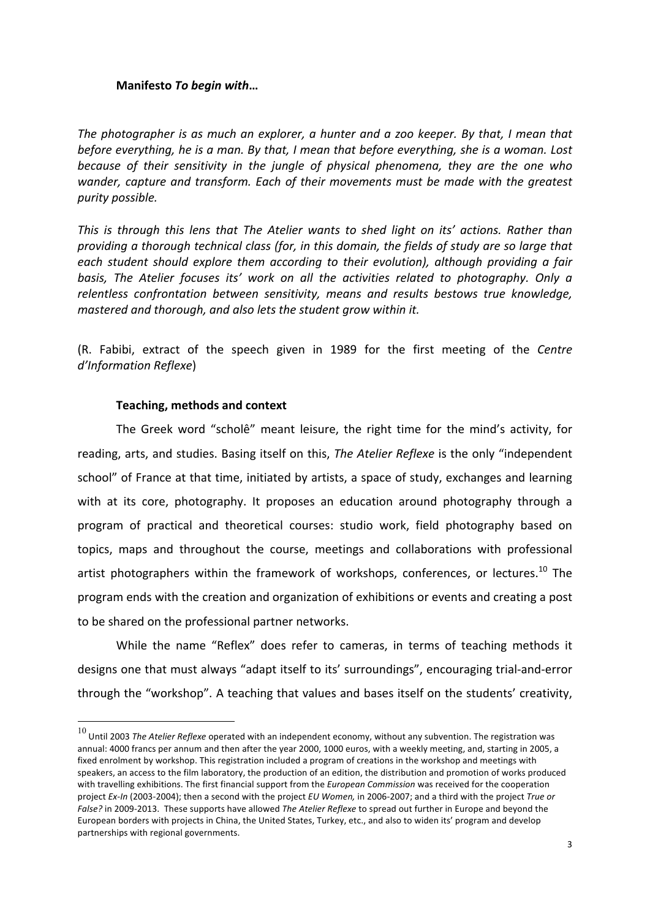**Manifesto** ***To begin with…***

*The photographer is as much an explorer, a hunter and a zoo keeper. By that, I mean that before everything, he is a man. By that, I mean that before everything, she is a woman. Lost because of their sensitivity in the jungle of physical phenomena, they are the one who wander, capture and transform. Each of their movements must be made with the greatest purity possible.*

*This is through this lens that The Atelier wants to shed light on its' actions. Rather than providing a thorough technical class (for, in this domain, the fields of study are so large that each student should explore them according to their evolution), although providing a fair basis, The Atelier focuses its' work on all the activities related to photography. Only a relentless confrontation between sensitivity, means and results bestows true knowledge, mastered and thorough, and also lets the student grow within it.*

(R. Fabibi, extract of the speech given in 1989 for the first meeting of the *Centre d'Information Reflexe*)

**Teaching, methods and context**

The Greek word "scholê" meant leisure, the right time for the mind's activity, for reading, arts, and studies. Basing itself on this, *The Atelier Reflexe* is the only "independent school" of France at that time, initiated by artists, a space of study, exchanges and learning with at its core, photography. It proposes an education around photography through a program of practical and theoretical courses: studio work, field photography based on topics, maps and throughout the course, meetings and collaborations with professional artist photographers within the framework of workshops, conferences, or lectures.[10] The program ends with the creation and organization of exhibitions or events and creating a post to be shared on the professional partner networks.

While the name "Reflex" does refer to cameras, in terms of teaching methods it designs one that must always "adapt itself to its' surroundings", encouraging trial-and-error through the "workshop". A teaching that values and bases itself on the students' creativity,

[10] Until 2003 *The Atelier Reflexe* operated with an independent economy, without any subvention. The registration was annual: 4000 francs per annum and then after the year 2000, 1000 euros, with a weekly meeting, and, starting in 2005, a fixed enrolment by workshop. This registration included a program of creations in the workshop and meetings with speakers, an access to the film laboratory, the production of an edition, the distribution and promotion of works produced with travelling exhibitions. The first financial support from the *European Commission* was received for the cooperation project *Ex-In* (2003-2004); then a second with the project *EU Women,* in 2006-2007; and a third with the project *True or False?* in 2009-2013. These supports have allowed *The Atelier Reflexe* to spread out further in Europe and beyond the European borders with projects in China, the United States, Turkey, etc., and also to widen its' program and develop partnerships with regional governments.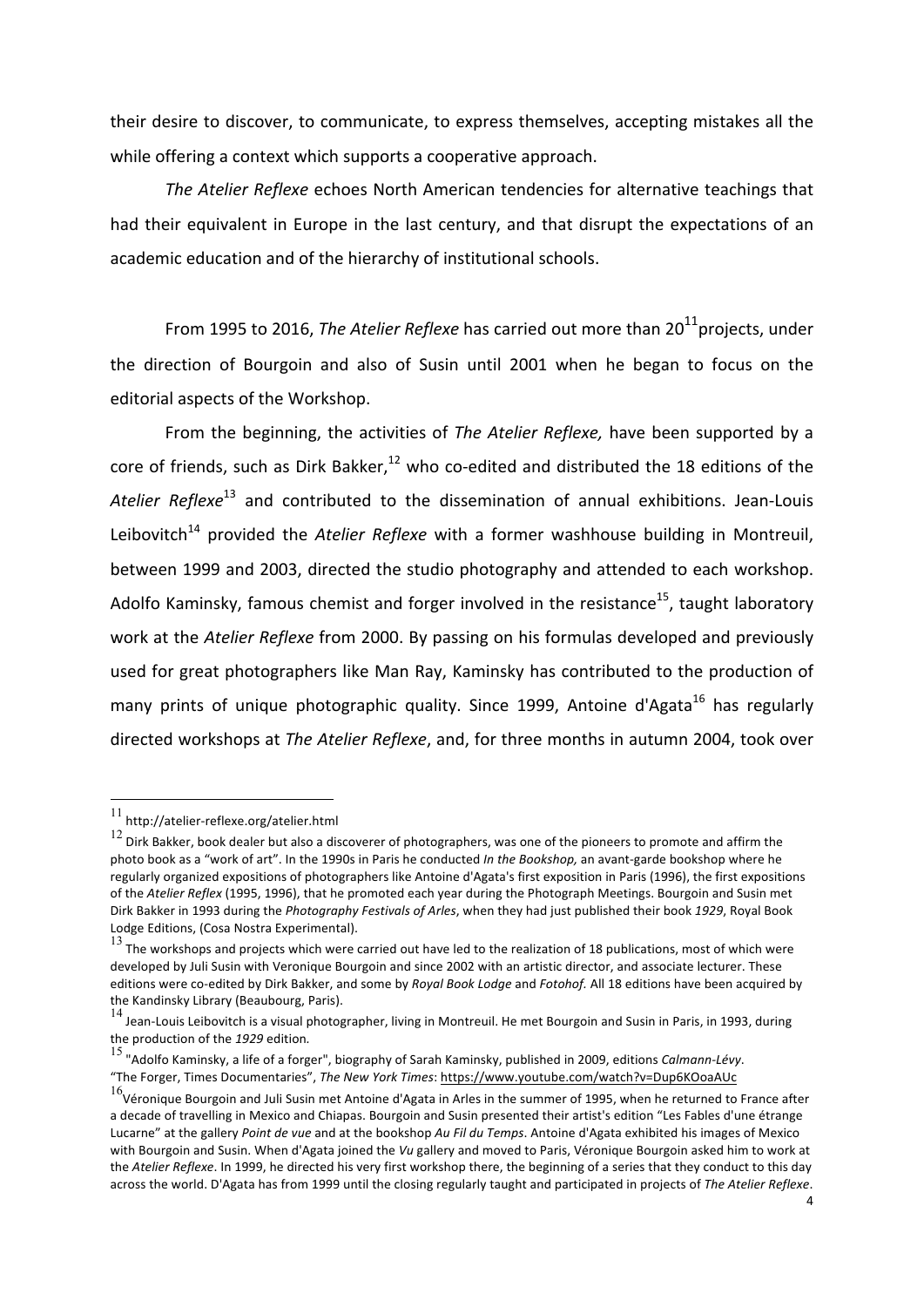their desire to discover, to communicate, to express themselves, accepting mistakes all the while offering a context which supports a cooperative approach.

*The Atelier Reflexe* echoes North American tendencies for alternative teachings that had their equivalent in Europe in the last century, and that disrupt the expectations of an academic education and of the hierarchy of institutional schools.

From 1995 to 2016, *The Atelier Reflexe* has carried out more than 20[11] projects, under the direction of Bourgoin and also of Susin until 2001 when he began to focus on the editorial aspects of the Workshop.

From the beginning, the activities of *The Atelier Reflexe,* have been supported by a core of friends, such as Dirk Bakker,[12] who co-edited and distributed the 18 editions of the *Atelier Reflexe*[13] and contributed to the dissemination of annual exhibitions. Jean-Louis Leibovitch[14] provided the *Atelier Reflexe* with a former washhouse building in Montreuil, between 1999 and 2003, directed the studio photography and attended to each workshop. Adolfo Kaminsky, famous chemist and forger involved in the resistance[15], taught laboratory work at the *Atelier Reflexe* from 2000. By passing on his formulas developed and previously used for great photographers like Man Ray, Kaminsky has contributed to the production of many prints of unique photographic quality. Since 1999, Antoine d'Agata[16] has regularly directed workshops at *The Atelier Reflexe*, and, for three months in autumn 2004, took over

---

[11] http://atelier-reflexe.org/atelier.html

[12] Dirk Bakker, book dealer but also a discoverer of photographers, was one of the pioneers to promote and affirm the photo book as a "work of art". In the 1990s in Paris he conducted *In the Bookshop,* an avant-garde bookshop where he regularly organized expositions of photographers like Antoine d'Agata's first exposition in Paris (1996), the first expositions of the *Atelier Reflex* (1995, 1996), that he promoted each year during the Photograph Meetings. Bourgoin and Susin met Dirk Bakker in 1993 during the *Photography Festivals of Arles*, when they had just published their book *1929*, Royal Book Lodge Editions, (Cosa Nostra Experimental).

[13] The workshops and projects which were carried out have led to the realization of 18 publications, most of which were developed by Juli Susin with Veronique Bourgoin and since 2002 with an artistic director, and associate lecturer. These editions were co-edited by Dirk Bakker, and some by *Royal Book Lodge* and *Fotohof.* All 18 editions have been acquired by the Kandinsky Library (Beaubourg, Paris).

[14] Jean-Louis Leibovitch is a visual photographer, living in Montreuil. He met Bourgoin and Susin in Paris, in 1993, during the production of the *1929* edition.

[15] "Adolfo Kaminsky, a life of a forger", biography of Sarah Kaminsky, published in 2009, editions *Calmann-Lévy*. "The Forger, Times Documentaries", *The New York Times*: https://www.youtube.com/watch?v=Dup6KOoaAUc

[16] Véronique Bourgoin and Juli Susin met Antoine d'Agata in Arles in the summer of 1995, when he returned to France after a decade of travelling in Mexico and Chiapas. Bourgoin and Susin presented their artist's edition "Les Fables d'une étrange Lucarne" at the gallery *Point de vue* and at the bookshop *Au Fil du Temps*. Antoine d'Agata exhibited his images of Mexico with Bourgoin and Susin. When d'Agata joined the *Vu* gallery and moved to Paris, Véronique Bourgoin asked him to work at the *Atelier Reflexe*. In 1999, he directed his very first workshop there, the beginning of a series that they conduct to this day across the world. D'Agata has from 1999 until the closing regularly taught and participated in projects of *The Atelier Reflexe*.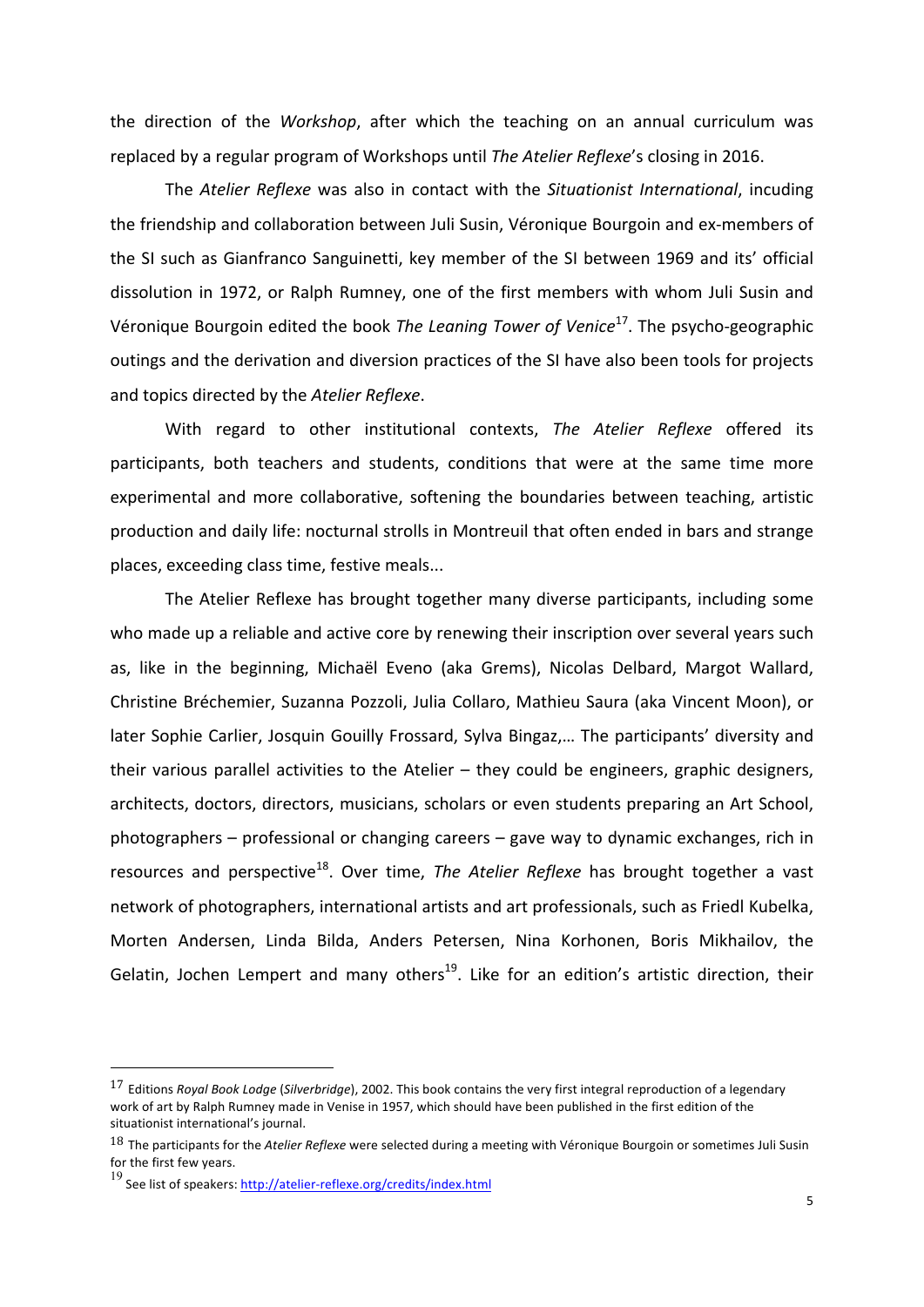the direction of the *Workshop*, after which the teaching on an annual curriculum was replaced by a regular program of Workshops until *The Atelier Reflexe*'s closing in 2016.

The *Atelier Reflexe* was also in contact with the *Situationist International*, incuding the friendship and collaboration between Juli Susin, Véronique Bourgoin and ex-members of the SI such as Gianfranco Sanguinetti, key member of the SI between 1969 and its' official dissolution in 1972, or Ralph Rumney, one of the first members with whom Juli Susin and Véronique Bourgoin edited the book *The Leaning Tower of Venice*[17]. The psycho-geographic outings and the derivation and diversion practices of the SI have also been tools for projects and topics directed by the *Atelier Reflexe*.

With regard to other institutional contexts, *The Atelier Reflexe* offered its participants, both teachers and students, conditions that were at the same time more experimental and more collaborative, softening the boundaries between teaching, artistic production and daily life: nocturnal strolls in Montreuil that often ended in bars and strange places, exceeding class time, festive meals...

The Atelier Reflexe has brought together many diverse participants, including some who made up a reliable and active core by renewing their inscription over several years such as, like in the beginning, Michaël Eveno (aka Grems), Nicolas Delbard, Margot Wallard, Christine Bréchemier, Suzanna Pozzoli, Julia Collaro, Mathieu Saura (aka Vincent Moon), or later Sophie Carlier, Josquin Gouilly Frossard, Sylva Bingaz,… The participants' diversity and their various parallel activities to the Atelier – they could be engineers, graphic designers, architects, doctors, directors, musicians, scholars or even students preparing an Art School, photographers – professional or changing careers – gave way to dynamic exchanges, rich in resources and perspective[18]. Over time, *The Atelier Reflexe* has brought together a vast network of photographers, international artists and art professionals, such as Friedl Kubelka, Morten Andersen, Linda Bilda, Anders Petersen, Nina Korhonen, Boris Mikhailov, the Gelatin, Jochen Lempert and many others[19]. Like for an edition's artistic direction, their

---

[17] Editions *Royal Book Lodge* (*Silverbridge*), 2002. This book contains the very first integral reproduction of a legendary work of art by Ralph Rumney made in Venise in 1957, which should have been published in the first edition of the situationist international's journal.

[18] The participants for the *Atelier Reflexe* were selected during a meeting with Véronique Bourgoin or sometimes Juli Susin for the first few years.

[19] See list of speakers: http://atelier-reflexe.org/credits/index.html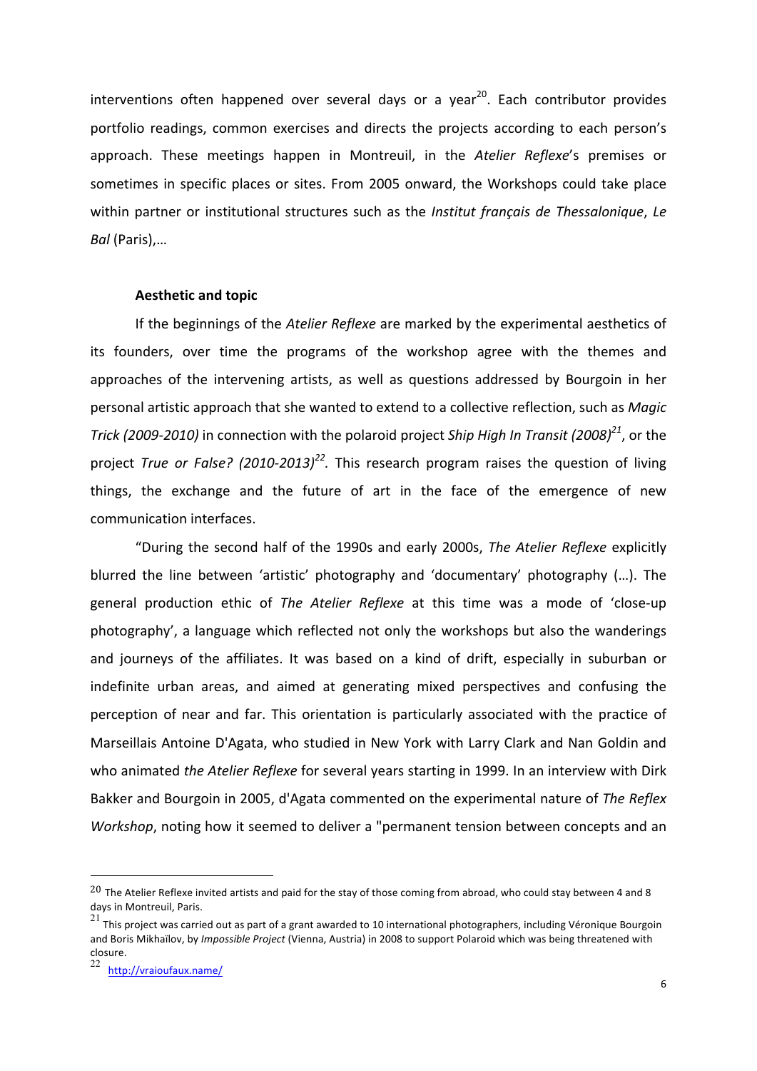interventions often happened over several days or a year[20]. Each contributor provides portfolio readings, common exercises and directs the projects according to each person's approach. These meetings happen in Montreuil, in the *Atelier Reflexe*'s premises or sometimes in specific places or sites. From 2005 onward, the Workshops could take place within partner or institutional structures such as the *Institut français de Thessalonique*, *Le Bal* (Paris),…

**Aesthetic and topic**

If the beginnings of the *Atelier Reflexe* are marked by the experimental aesthetics of its founders, over time the programs of the workshop agree with the themes and approaches of the intervening artists, as well as questions addressed by Bourgoin in her personal artistic approach that she wanted to extend to a collective reflection, such as *Magic Trick (2009-2010)* in connection with the polaroid project *Ship High In Transit (2008)*[21], or the project *True or False? (2010-2013)*[22]. This research program raises the question of living things, the exchange and the future of art in the face of the emergence of new communication interfaces.

"During the second half of the 1990s and early 2000s, *The Atelier Reflexe* explicitly blurred the line between 'artistic' photography and 'documentary' photography (…). The general production ethic of *The Atelier Reflexe* at this time was a mode of 'close-up photography', a language which reflected not only the workshops but also the wanderings and journeys of the affiliates. It was based on a kind of drift, especially in suburban or indefinite urban areas, and aimed at generating mixed perspectives and confusing the perception of near and far. This orientation is particularly associated with the practice of Marseillais Antoine D'Agata, who studied in New York with Larry Clark and Nan Goldin and who animated *the Atelier Reflexe* for several years starting in 1999. In an interview with Dirk Bakker and Bourgoin in 2005, d'Agata commented on the experimental nature of *The Reflex Workshop*, noting how it seemed to deliver a "permanent tension between concepts and an

---

[20] The Atelier Reflexe invited artists and paid for the stay of those coming from abroad, who could stay between 4 and 8 days in Montreuil, Paris.

[21] This project was carried out as part of a grant awarded to 10 international photographers, including Véronique Bourgoin and Boris Mikhaïlov, by *Impossible Project* (Vienna, Austria) in 2008 to support Polaroid which was being threatened with closure.

[22] http://vraioufaux.name/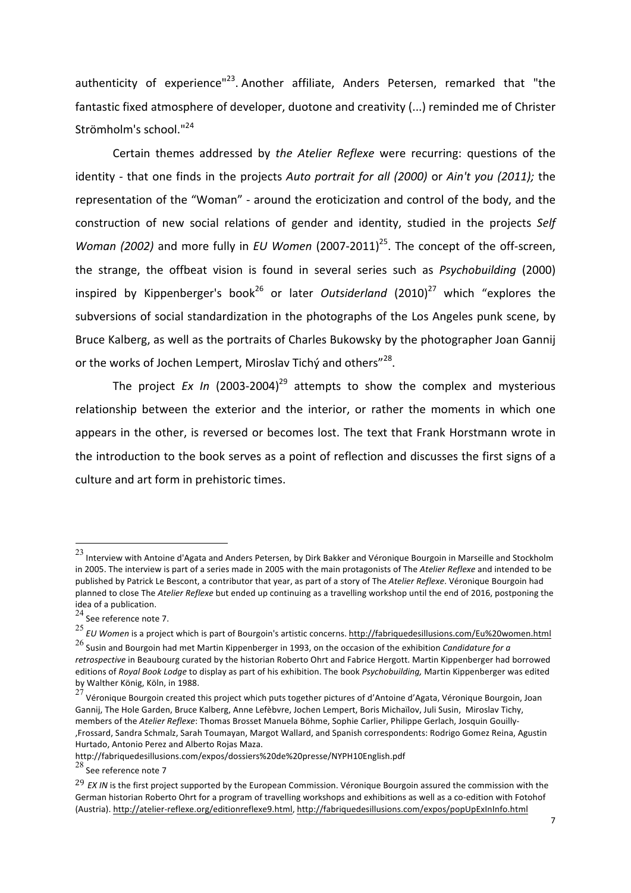authenticity of experience"[23]. Another affiliate, Anders Petersen, remarked that "the fantastic fixed atmosphere of developer, duotone and creativity (...) reminded me of Christer Strömholm's school."[24]

Certain themes addressed by *the Atelier Reflexe* were recurring: questions of the identity - that one finds in the projects *Auto portrait for all (2000)* or *Ain't you (2011);* the representation of the "Woman" - around the eroticization and control of the body, and the construction of new social relations of gender and identity, studied in the projects *Self Woman (2002)* and more fully in *EU Women* (2007-2011)[25]. The concept of the off-screen, the strange, the offbeat vision is found in several series such as *Psychobuilding* (2000) inspired by Kippenberger's book[26] or later *Outsiderland* (2010)[27] which "explores the subversions of social standardization in the photographs of the Los Angeles punk scene, by Bruce Kalberg, as well as the portraits of Charles Bukowsky by the photographer Joan Gannij or the works of Jochen Lempert, Miroslav Tichý and others"[28].

The project *Ex In* (2003-2004)[29] attempts to show the complex and mysterious relationship between the exterior and the interior, or rather the moments in which one appears in the other, is reversed or becomes lost. The text that Frank Horstmann wrote in the introduction to the book serves as a point of reflection and discusses the first signs of a culture and art form in prehistoric times.

---

[23] Interview with Antoine d'Agata and Anders Petersen, by Dirk Bakker and Véronique Bourgoin in Marseille and Stockholm in 2005. The interview is part of a series made in 2005 with the main protagonists of The *Atelier Reflexe* and intended to be published by Patrick Le Bescont, a contributor that year, as part of a story of The *Atelier Reflexe*. Véronique Bourgoin had planned to close The *Atelier Reflexe* but ended up continuing as a travelling workshop until the end of 2016, postponing the idea of a publication.

[24] See reference note 7.

[25] *EU Women* is a project which is part of Bourgoin's artistic concerns. http://fabriquedesillusions.com/Eu%20women.html

[26] Susin and Bourgoin had met Martin Kippenberger in 1993, on the occasion of the exhibition *Candidature for a retrospective* in Beaubourg curated by the historian Roberto Ohrt and Fabrice Hergott. Martin Kippenberger had borrowed editions of *Royal Book Lodge* to display as part of his exhibition. The book *Psychobuilding,* Martin Kippenberger was edited by Walther König, Köln, in 1988.

[27] Véronique Bourgoin created this project which puts together pictures of d'Antoine d'Agata, Véronique Bourgoin, Joan Gannij, The Hole Garden, Bruce Kalberg, Anne Lefèbvre, Jochen Lempert, Boris Michaïlov, Juli Susin, Miroslav Tichy, members of the *Atelier Reflexe*: Thomas Brosset Manuela Böhme, Sophie Carlier, Philippe Gerlach, Josquin Gouilly-,Frossard, Sandra Schmalz, Sarah Toumayan, Margot Wallard, and Spanish correspondents: Rodrigo Gomez Reina, Agustin Hurtado, Antonio Perez and Alberto Rojas Maza.
http://fabriquedesillusions.com/expos/dossiers%20de%20presse/NYPH10English.pdf

[28] See reference note 7

[29] *EX IN* is the first project supported by the European Commission. Véronique Bourgoin assured the commission with the German historian Roberto Ohrt for a program of travelling workshops and exhibitions as well as a co-edition with Fotohof (Austria). http://atelier-reflexe.org/editionreflexe9.html, http://fabriquedesillusions.com/expos/popUpExInInfo.html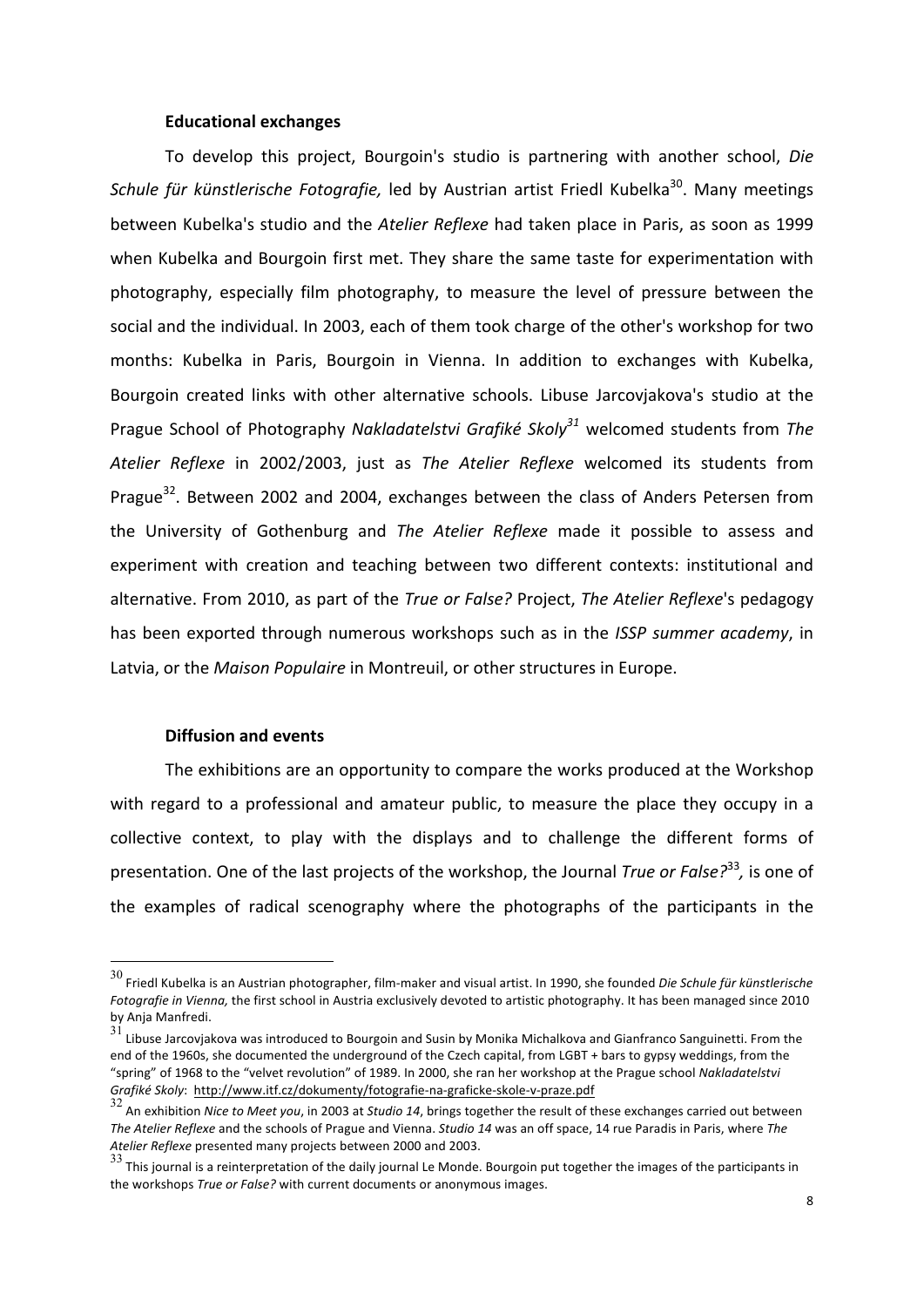### Educational exchanges

To develop this project, Bourgoin's studio is partnering with another school, *Die Schule für künstlerische Fotografie,* led by Austrian artist Friedl Kubelka[30]. Many meetings between Kubelka's studio and the *Atelier Reflexe* had taken place in Paris, as soon as 1999 when Kubelka and Bourgoin first met. They share the same taste for experimentation with photography, especially film photography, to measure the level of pressure between the social and the individual. In 2003, each of them took charge of the other's workshop for two months: Kubelka in Paris, Bourgoin in Vienna. In addition to exchanges with Kubelka, Bourgoin created links with other alternative schools. Libuse Jarcovjakova's studio at the Prague School of Photography *Nakladatelstvi Grafiké Skoly*[31] welcomed students from *The Atelier Reflexe* in 2002/2003, just as *The Atelier Reflexe* welcomed its students from Prague[32]. Between 2002 and 2004, exchanges between the class of Anders Petersen from the University of Gothenburg and *The Atelier Reflexe* made it possible to assess and experiment with creation and teaching between two different contexts: institutional and alternative. From 2010, as part of the *True or False?* Project, *The Atelier Reflexe*'s pedagogy has been exported through numerous workshops such as in the *ISSP summer academy*, in Latvia, or the *Maison Populaire* in Montreuil, or other structures in Europe.

### Diffusion and events

The exhibitions are an opportunity to compare the works produced at the Workshop with regard to a professional and amateur public, to measure the place they occupy in a collective context, to play with the displays and to challenge the different forms of presentation. One of the last projects of the workshop, the Journal *True or False?*[33]*,* is one of the examples of radical scenography where the photographs of the participants in the

---

[30] Friedl Kubelka is an Austrian photographer, film-maker and visual artist. In 1990, she founded *Die Schule für künstlerische Fotografie in Vienna,* the first school in Austria exclusively devoted to artistic photography. It has been managed since 2010 by Anja Manfredi.

[31] Libuse Jarcovjakova was introduced to Bourgoin and Susin by Monika Michalkova and Gianfranco Sanguinetti. From the end of the 1960s, she documented the underground of the Czech capital, from LGBT + bars to gypsy weddings, from the "spring" of 1968 to the "velvet revolution" of 1989. In 2000, she ran her workshop at the Prague school *Nakladatelstvi Grafiké Skoly*: http://www.itf.cz/dokumenty/fotografie-na-graficke-skole-v-praze.pdf

[32] An exhibition *Nice to Meet you*, in 2003 at *Studio 14*, brings together the result of these exchanges carried out between *The Atelier Reflexe* and the schools of Prague and Vienna. *Studio 14* was an off space, 14 rue Paradis in Paris, where *The Atelier Reflexe* presented many projects between 2000 and 2003.

[33] This journal is a reinterpretation of the daily journal Le Monde. Bourgoin put together the images of the participants in the workshops *True or False?* with current documents or anonymous images.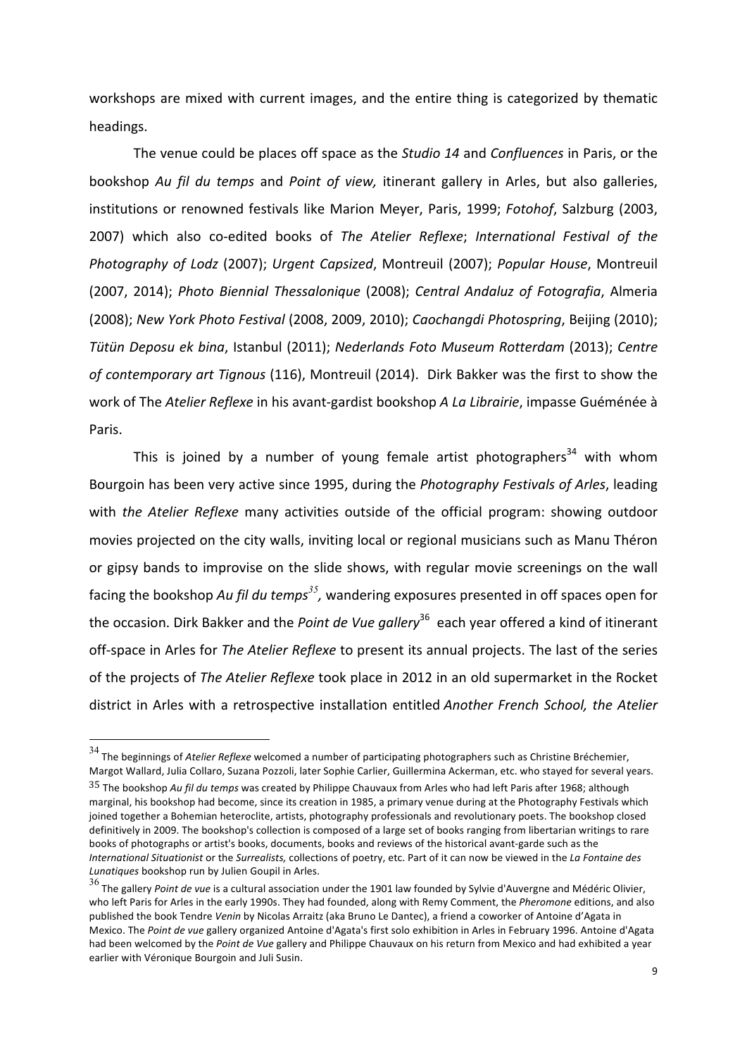workshops are mixed with current images, and the entire thing is categorized by thematic headings.

The venue could be places off space as the *Studio 14* and *Confluences* in Paris, or the bookshop *Au fil du temps* and *Point of view,* itinerant gallery in Arles, but also galleries, institutions or renowned festivals like Marion Meyer, Paris, 1999; *Fotohof*, Salzburg (2003, 2007) which also co-edited books of *The Atelier Reflexe*; *International Festival of the Photography of Lodz* (2007); *Urgent Capsized*, Montreuil (2007); *Popular House*, Montreuil (2007, 2014); *Photo Biennial Thessalonique* (2008); *Central Andaluz of Fotografia*, Almeria (2008); *New York Photo Festival* (2008, 2009, 2010); *Caochangdi Photospring*, Beijing (2010); *Tütün Deposu ek bina*, Istanbul (2011); *Nederlands Foto Museum Rotterdam* (2013); *Centre of contemporary art Tignous* (116), Montreuil (2014). Dirk Bakker was the first to show the work of The *Atelier Reflexe* in his avant-gardist bookshop *A La Librairie*, impasse Guéménée à Paris.

This is joined by a number of young female artist photographers[34] with whom Bourgoin has been very active since 1995, during the *Photography Festivals of Arles*, leading with *the Atelier Reflexe* many activities outside of the official program: showing outdoor movies projected on the city walls, inviting local or regional musicians such as Manu Théron or gipsy bands to improvise on the slide shows, with regular movie screenings on the wall facing the bookshop *Au fil du temps*[35]*,* wandering exposures presented in off spaces open for the occasion. Dirk Bakker and the *Point de Vue gallery*[36] each year offered a kind of itinerant off-space in Arles for *The Atelier Reflexe* to present its annual projects. The last of the series of the projects of *The Atelier Reflexe* took place in 2012 in an old supermarket in the Rocket district in Arles with a retrospective installation entitled *Another French School, the Atelier*

---

[34] The beginnings of *Atelier Reflexe* welcomed a number of participating photographers such as Christine Bréchemier, Margot Wallard, Julia Collaro, Suzana Pozzoli, later Sophie Carlier, Guillermina Ackerman, etc. who stayed for several years.

[35] The bookshop *Au fil du temps* was created by Philippe Chauvaux from Arles who had left Paris after 1968; although marginal, his bookshop had become, since its creation in 1985, a primary venue during at the Photography Festivals which joined together a Bohemian heteroclite, artists, photography professionals and revolutionary poets. The bookshop closed definitively in 2009. The bookshop's collection is composed of a large set of books ranging from libertarian writings to rare books of photographs or artist's books, documents, books and reviews of the historical avant-garde such as the *International Situationist* or the *Surrealists,* collections of poetry, etc. Part of it can now be viewed in the *La Fontaine des Lunatiques* bookshop run by Julien Goupil in Arles.

[36] The gallery *Point de vue* is a cultural association under the 1901 law founded by Sylvie d'Auvergne and Médéric Olivier, who left Paris for Arles in the early 1990s. They had founded, along with Remy Comment, the *Pheromone* editions, and also published the book Tendre *Venin* by Nicolas Arraitz (aka Bruno Le Dantec), a friend a coworker of Antoine d'Agata in Mexico. The *Point de vue* gallery organized Antoine d'Agata's first solo exhibition in Arles in February 1996. Antoine d'Agata had been welcomed by the *Point de Vue* gallery and Philippe Chauvaux on his return from Mexico and had exhibited a year earlier with Véronique Bourgoin and Juli Susin.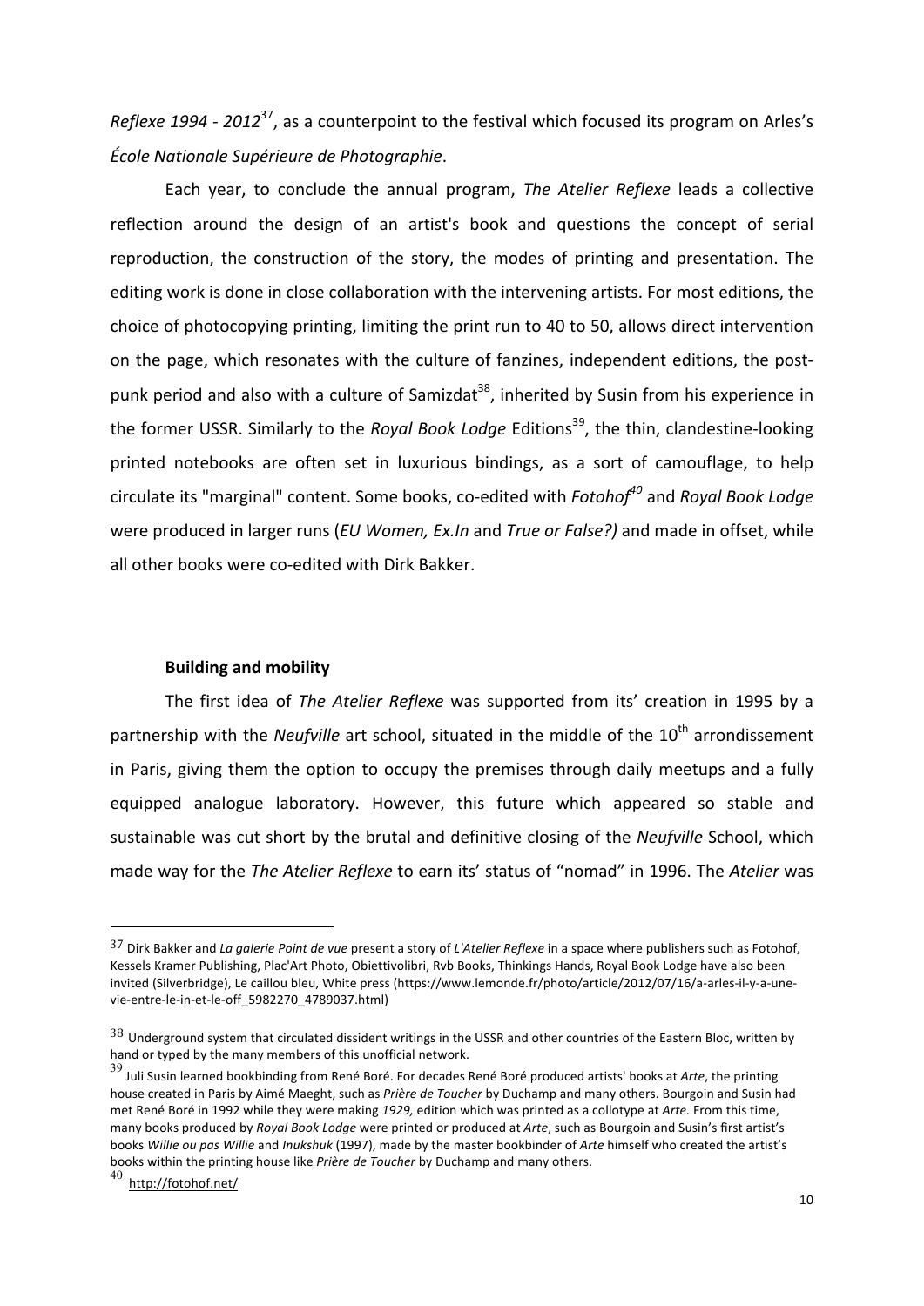*Reflexe 1994 - 2012*[37], as a counterpoint to the festival which focused its program on Arles's *École Nationale Supérieure de Photographie*.

Each year, to conclude the annual program, *The Atelier Reflexe* leads a collective reflection around the design of an artist's book and questions the concept of serial reproduction, the construction of the story, the modes of printing and presentation. The editing work is done in close collaboration with the intervening artists. For most editions, the choice of photocopying printing, limiting the print run to 40 to 50, allows direct intervention on the page, which resonates with the culture of fanzines, independent editions, the post-punk period and also with a culture of Samizdat[38], inherited by Susin from his experience in the former USSR. Similarly to the *Royal Book Lodge* Editions[39], the thin, clandestine-looking printed notebooks are often set in luxurious bindings, as a sort of camouflage, to help circulate its "marginal" content. Some books, co-edited with *Fotohof*[40] and *Royal Book Lodge* were produced in larger runs (*EU Women, Ex.In* and *True or False?)* and made in offset, while all other books were co-edited with Dirk Bakker.

**Building and mobility**

The first idea of *The Atelier Reflexe* was supported from its' creation in 1995 by a partnership with the *Neufville* art school, situated in the middle of the 10th arrondissement in Paris, giving them the option to occupy the premises through daily meetups and a fully equipped analogue laboratory. However, this future which appeared so stable and sustainable was cut short by the brutal and definitive closing of the *Neufville* School, which made way for the *The Atelier Reflexe* to earn its' status of "nomad" in 1996. The *Atelier* was

---

[37] Dirk Bakker and *La galerie Point de vue* present a story of *L'Atelier Reflexe* in a space where publishers such as Fotohof, Kessels Kramer Publishing, Plac'Art Photo, Obiettivolibri, Rvb Books, Thinkings Hands, Royal Book Lodge have also been invited (Silverbridge), Le caillou bleu, White press (https://www.lemonde.fr/photo/article/2012/07/16/a-arles-il-y-a-une-vie-entre-le-in-et-le-off_5982270_4789037.html)

[38] Underground system that circulated dissident writings in the USSR and other countries of the Eastern Bloc, written by hand or typed by the many members of this unofficial network.

[39] Juli Susin learned bookbinding from René Boré. For decades René Boré produced artists' books at *Arte*, the printing house created in Paris by Aimé Maeght, such as *Prière de Toucher* by Duchamp and many others. Bourgoin and Susin had met René Boré in 1992 while they were making *1929,* edition which was printed as a collotype at *Arte.* From this time, many books produced by *Royal Book Lodge* were printed or produced at *Arte*, such as Bourgoin and Susin's first artist's books *Willie ou pas Willie* and *Inukshuk* (1997), made by the master bookbinder of *Arte* himself who created the artist's books within the printing house like *Prière de Toucher* by Duchamp and many others.

[40] http://fotohof.net/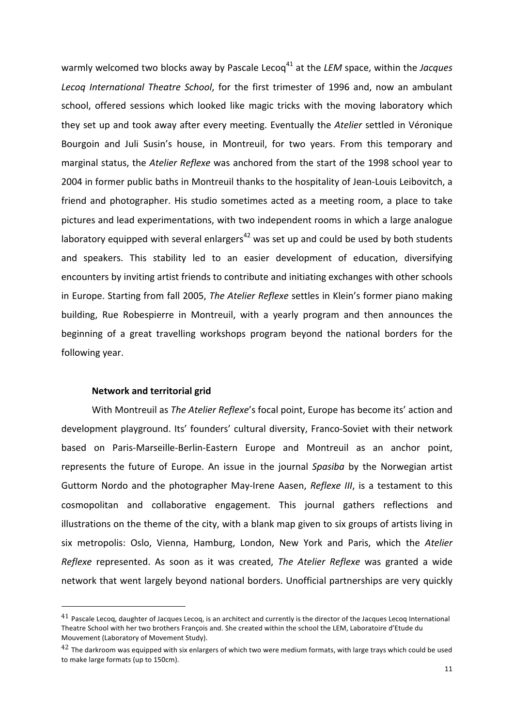warmly welcomed two blocks away by Pascale Lecoq[41] at the *LEM* space, within the *Jacques Lecoq International Theatre School*, for the first trimester of 1996 and, now an ambulant school, offered sessions which looked like magic tricks with the moving laboratory which they set up and took away after every meeting. Eventually the *Atelier* settled in Véronique Bourgoin and Juli Susin's house, in Montreuil, for two years. From this temporary and marginal status, the *Atelier Reflexe* was anchored from the start of the 1998 school year to 2004 in former public baths in Montreuil thanks to the hospitality of Jean-Louis Leibovitch, a friend and photographer. His studio sometimes acted as a meeting room, a place to take pictures and lead experimentations, with two independent rooms in which a large analogue laboratory equipped with several enlargers[42] was set up and could be used by both students and speakers. This stability led to an easier development of education, diversifying encounters by inviting artist friends to contribute and initiating exchanges with other schools in Europe. Starting from fall 2005, *The Atelier Reflexe* settles in Klein's former piano making building, Rue Robespierre in Montreuil, with a yearly program and then announces the beginning of a great travelling workshops program beyond the national borders for the following year.

**Network and territorial grid**

With Montreuil as *The Atelier Reflexe*'s focal point, Europe has become its' action and development playground. Its' founders' cultural diversity, Franco-Soviet with their network based on Paris-Marseille-Berlin-Eastern Europe and Montreuil as an anchor point, represents the future of Europe. An issue in the journal *Spasiba* by the Norwegian artist Guttorm Nordo and the photographer May-Irene Aasen, *Reflexe III*, is a testament to this cosmopolitan and collaborative engagement. This journal gathers reflections and illustrations on the theme of the city, with a blank map given to six groups of artists living in six metropolis: Oslo, Vienna, Hamburg, London, New York and Paris, which the *Atelier Reflexe* represented. As soon as it was created, *The Atelier Reflexe* was granted a wide network that went largely beyond national borders. Unofficial partnerships are very quickly

---

[41] Pascale Lecoq, daughter of Jacques Lecoq, is an architect and currently is the director of the Jacques Lecoq International Theatre School with her two brothers François and. She created within the school the LEM, Laboratoire d'Etude du Mouvement (Laboratory of Movement Study).

[42] The darkroom was equipped with six enlargers of which two were medium formats, with large trays which could be used to make large formats (up to 150cm).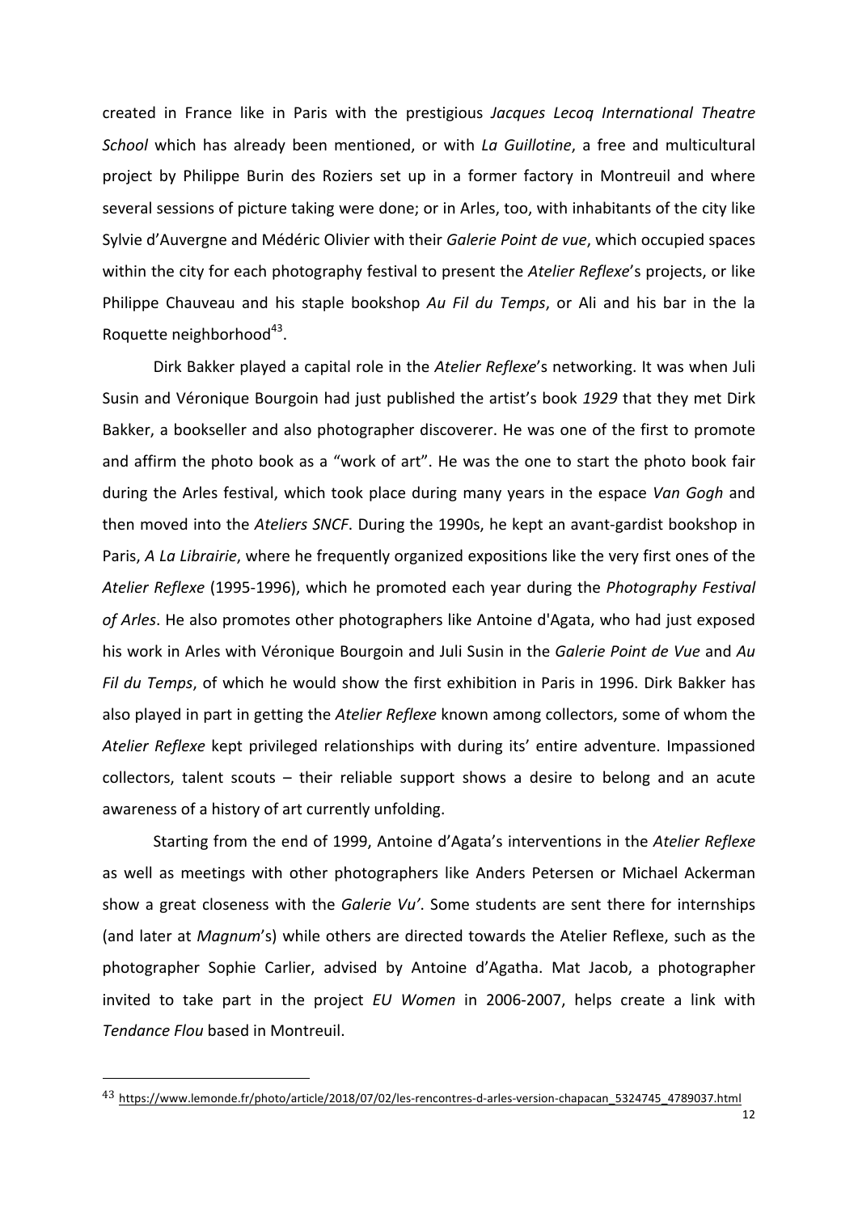created in France like in Paris with the prestigious *Jacques Lecoq International Theatre School* which has already been mentioned, or with *La Guillotine*, a free and multicultural project by Philippe Burin des Roziers set up in a former factory in Montreuil and where several sessions of picture taking were done; or in Arles, too, with inhabitants of the city like Sylvie d'Auvergne and Médéric Olivier with their *Galerie Point de vue*, which occupied spaces within the city for each photography festival to present the *Atelier Reflexe*'s projects, or like Philippe Chauveau and his staple bookshop *Au Fil du Temps*, or Ali and his bar in the la Roquette neighborhood[43].

Dirk Bakker played a capital role in the *Atelier Reflexe*'s networking. It was when Juli Susin and Véronique Bourgoin had just published the artist's book *1929* that they met Dirk Bakker, a bookseller and also photographer discoverer. He was one of the first to promote and affirm the photo book as a "work of art". He was the one to start the photo book fair during the Arles festival, which took place during many years in the espace *Van Gogh* and then moved into the *Ateliers SNCF*. During the 1990s, he kept an avant-gardist bookshop in Paris, *A La Librairie*, where he frequently organized expositions like the very first ones of the *Atelier Reflexe* (1995-1996), which he promoted each year during the *Photography Festival of Arles*. He also promotes other photographers like Antoine d'Agata, who had just exposed his work in Arles with Véronique Bourgoin and Juli Susin in the *Galerie Point de Vue* and *Au Fil du Temps*, of which he would show the first exhibition in Paris in 1996. Dirk Bakker has also played in part in getting the *Atelier Reflexe* known among collectors, some of whom the *Atelier Reflexe* kept privileged relationships with during its' entire adventure. Impassioned collectors, talent scouts – their reliable support shows a desire to belong and an acute awareness of a history of art currently unfolding.

Starting from the end of 1999, Antoine d'Agata's interventions in the *Atelier Reflexe* as well as meetings with other photographers like Anders Petersen or Michael Ackerman show a great closeness with the *Galerie Vu'*. Some students are sent there for internships (and later at *Magnum*'s) while others are directed towards the Atelier Reflexe, such as the photographer Sophie Carlier, advised by Antoine d'Agatha. Mat Jacob, a photographer invited to take part in the project *EU Women* in 2006-2007, helps create a link with *Tendance Flou* based in Montreuil.

---

[43] https://www.lemonde.fr/photo/article/2018/07/02/les-rencontres-d-arles-version-chapacan_5324745_4789037.html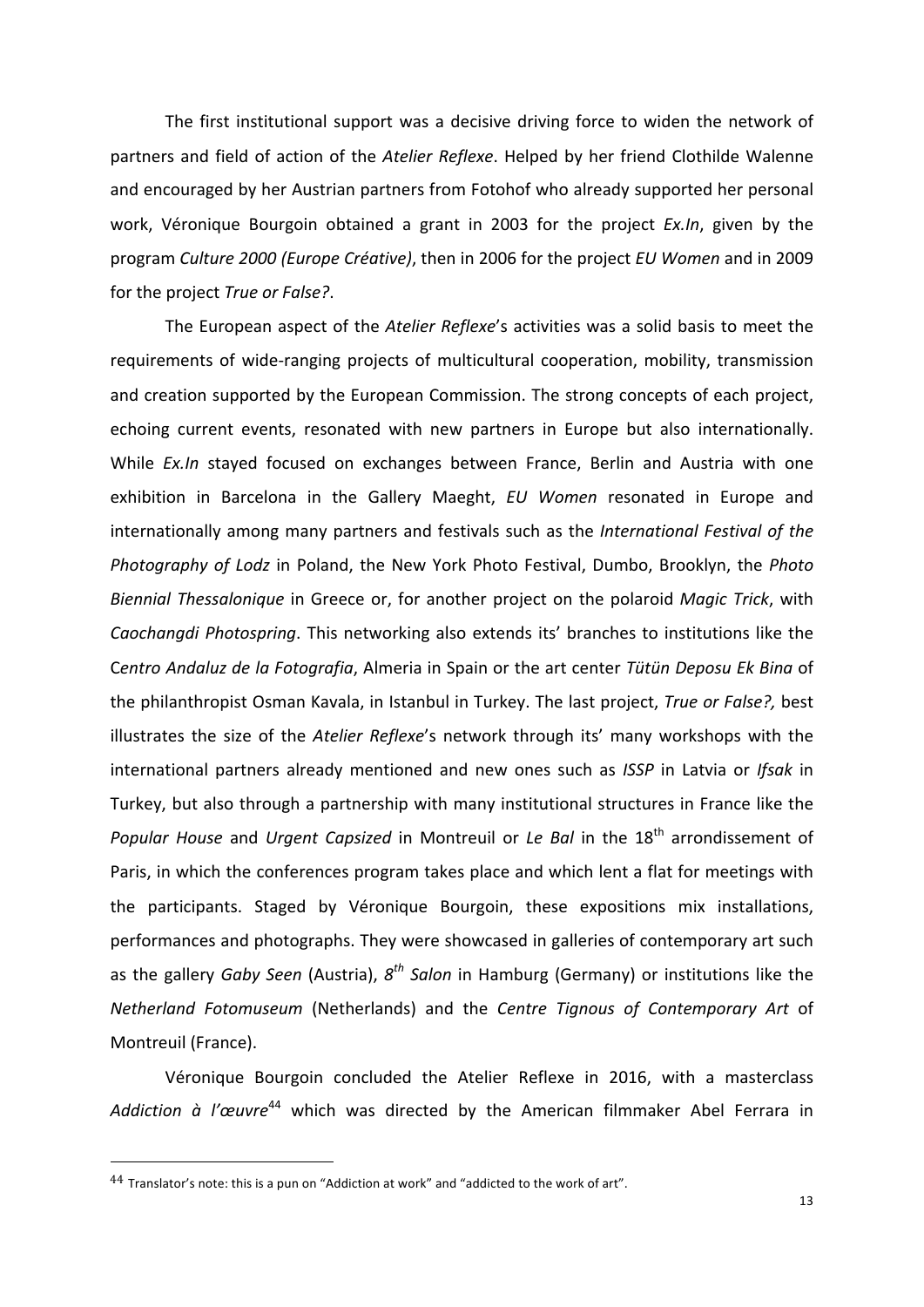The first institutional support was a decisive driving force to widen the network of partners and field of action of the *Atelier Reflexe*. Helped by her friend Clothilde Walenne and encouraged by her Austrian partners from Fotohof who already supported her personal work, Véronique Bourgoin obtained a grant in 2003 for the project *Ex.In*, given by the program *Culture 2000 (Europe Créative)*, then in 2006 for the project *EU Women* and in 2009 for the project *True or False?*.

The European aspect of the *Atelier Reflexe*'s activities was a solid basis to meet the requirements of wide-ranging projects of multicultural cooperation, mobility, transmission and creation supported by the European Commission. The strong concepts of each project, echoing current events, resonated with new partners in Europe but also internationally. While *Ex.In* stayed focused on exchanges between France, Berlin and Austria with one exhibition in Barcelona in the Gallery Maeght, *EU Women* resonated in Europe and internationally among many partners and festivals such as the *International Festival of the Photography of Lodz* in Poland, the New York Photo Festival, Dumbo, Brooklyn, the *Photo Biennial Thessalonique* in Greece or, for another project on the polaroid *Magic Trick*, with *Caochangdi Photospring*. This networking also extends its' branches to institutions like the C*entro Andaluz de la Fotografia*, Almeria in Spain or the art center *Tütün Deposu Ek Bina* of the philanthropist Osman Kavala, in Istanbul in Turkey. The last project, *True or False?,* best illustrates the size of the *Atelier Reflexe*'s network through its' many workshops with the international partners already mentioned and new ones such as *ISSP* in Latvia or *Ifsak* in Turkey, but also through a partnership with many institutional structures in France like the *Popular House* and *Urgent Capsized* in Montreuil or *Le Bal* in the 18th arrondissement of Paris, in which the conferences program takes place and which lent a flat for meetings with the participants. Staged by Véronique Bourgoin, these expositions mix installations, performances and photographs. They were showcased in galleries of contemporary art such as the gallery *Gaby Seen* (Austria), *8th Salon* in Hamburg (Germany) or institutions like the *Netherland Fotomuseum* (Netherlands) and the *Centre Tignous of Contemporary Art* of Montreuil (France).

Véronique Bourgoin concluded the Atelier Reflexe in 2016, with a masterclass *Addiction à l'œuvre*[44] which was directed by the American filmmaker Abel Ferrara in

---

[44] Translator's note: this is a pun on "Addiction at work" and "addicted to the work of art".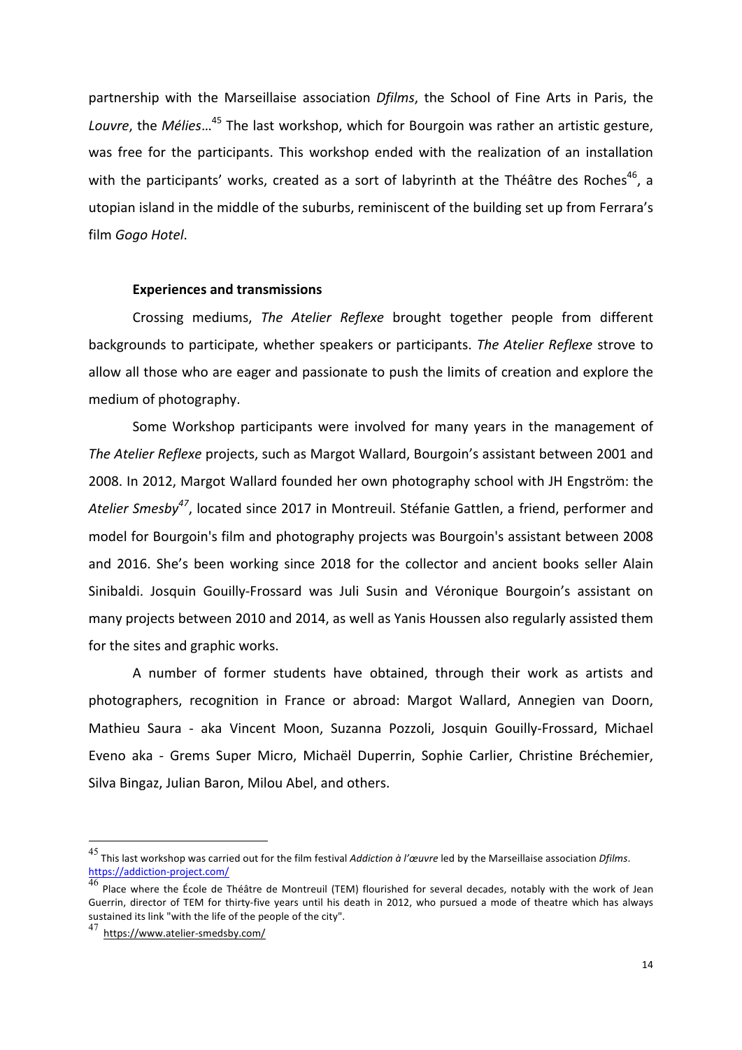partnership with the Marseillaise association *Dfilms*, the School of Fine Arts in Paris, the *Louvre*, the *Mélies*…[45] The last workshop, which for Bourgoin was rather an artistic gesture, was free for the participants. This workshop ended with the realization of an installation with the participants' works, created as a sort of labyrinth at the Théâtre des Roches[46], a utopian island in the middle of the suburbs, reminiscent of the building set up from Ferrara's film *Gogo Hotel*.

**Experiences and transmissions**

Crossing mediums, *The Atelier Reflexe* brought together people from different backgrounds to participate, whether speakers or participants. *The Atelier Reflexe* strove to allow all those who are eager and passionate to push the limits of creation and explore the medium of photography.

Some Workshop participants were involved for many years in the management of *The Atelier Reflexe* projects, such as Margot Wallard, Bourgoin's assistant between 2001 and 2008. In 2012, Margot Wallard founded her own photography school with JH Engström: the *Atelier Smesby*[47], located since 2017 in Montreuil. Stéfanie Gattlen, a friend, performer and model for Bourgoin's film and photography projects was Bourgoin's assistant between 2008 and 2016. She's been working since 2018 for the collector and ancient books seller Alain Sinibaldi. Josquin Gouilly-Frossard was Juli Susin and Véronique Bourgoin's assistant on many projects between 2010 and 2014, as well as Yanis Houssen also regularly assisted them for the sites and graphic works.

A number of former students have obtained, through their work as artists and photographers, recognition in France or abroad: Margot Wallard, Annegien van Doorn, Mathieu Saura - aka Vincent Moon, Suzanna Pozzoli, Josquin Gouilly-Frossard, Michael Eveno aka - Grems Super Micro, Michaël Duperrin, Sophie Carlier, Christine Bréchemier, Silva Bingaz, Julian Baron, Milou Abel, and others.

---

[45] This last workshop was carried out for the film festival *Addiction à l'œuvre* led by the Marseillaise association *Dfilms*. https://addiction-project.com/

[46] Place where the École de Théâtre de Montreuil (TEM) flourished for several decades, notably with the work of Jean Guerrin, director of TEM for thirty-five years until his death in 2012, who pursued a mode of theatre which has always sustained its link "with the life of the people of the city".

[47] https://www.atelier-smedsby.com/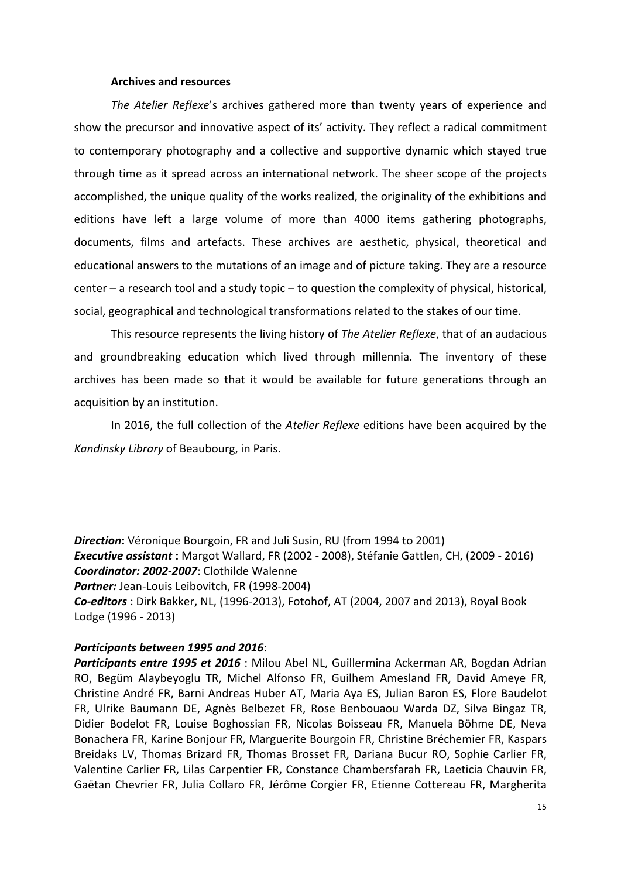**Archives and resources**

*The Atelier Reflexe*'s archives gathered more than twenty years of experience and show the precursor and innovative aspect of its' activity. They reflect a radical commitment to contemporary photography and a collective and supportive dynamic which stayed true through time as it spread across an international network. The sheer scope of the projects accomplished, the unique quality of the works realized, the originality of the exhibitions and editions have left a large volume of more than 4000 items gathering photographs, documents, films and artefacts. These archives are aesthetic, physical, theoretical and educational answers to the mutations of an image and of picture taking. They are a resource center – a research tool and a study topic – to question the complexity of physical, historical, social, geographical and technological transformations related to the stakes of our time.

This resource represents the living history of *The Atelier Reflexe*, that of an audacious and groundbreaking education which lived through millennia. The inventory of these archives has been made so that it would be available for future generations through an acquisition by an institution.

In 2016, the full collection of the *Atelier Reflexe* editions have been acquired by the *Kandinsky Library* of Beaubourg, in Paris.

***Direction*:** Véronique Bourgoin, FR and Juli Susin, RU (from 1994 to 2001)
***Executive assistant* :** Margot Wallard, FR (2002 - 2008), Stéfanie Gattlen, CH, (2009 - 2016)
***Coordinator: 2002-2007***: Clothilde Walenne
***Partner:*** Jean-Louis Leibovitch, FR (1998-2004)
***Co-editors*** : Dirk Bakker, NL, (1996-2013), Fotohof, AT (2004, 2007 and 2013), Royal Book Lodge (1996 - 2013)

***Participants between 1995 and 2016***:
***Participants entre 1995 et 2016*** : Milou Abel NL, Guillermina Ackerman AR, Bogdan Adrian RO, Begüm Alaybeyoglu TR, Michel Alfonso FR, Guilhem Amesland FR, David Ameye FR, Christine André FR, Barni Andreas Huber AT, Maria Aya ES, Julian Baron ES, Flore Baudelot FR, Ulrike Baumann DE, Agnès Belbezet FR, Rose Benbouaou Warda DZ, Silva Bingaz TR, Didier Bodelot FR, Louise Boghossian FR, Nicolas Boisseau FR, Manuela Böhme DE, Neva Bonachera FR, Karine Bonjour FR, Marguerite Bourgoin FR, Christine Bréchemier FR, Kaspars Breidaks LV, Thomas Brizard FR, Thomas Brosset FR, Dariana Bucur RO, Sophie Carlier FR, Valentine Carlier FR, Lilas Carpentier FR, Constance Chambersfarah FR, Laeticia Chauvin FR, Gaëtan Chevrier FR, Julia Collaro FR, Jérôme Corgier FR, Etienne Cottereau FR, Margherita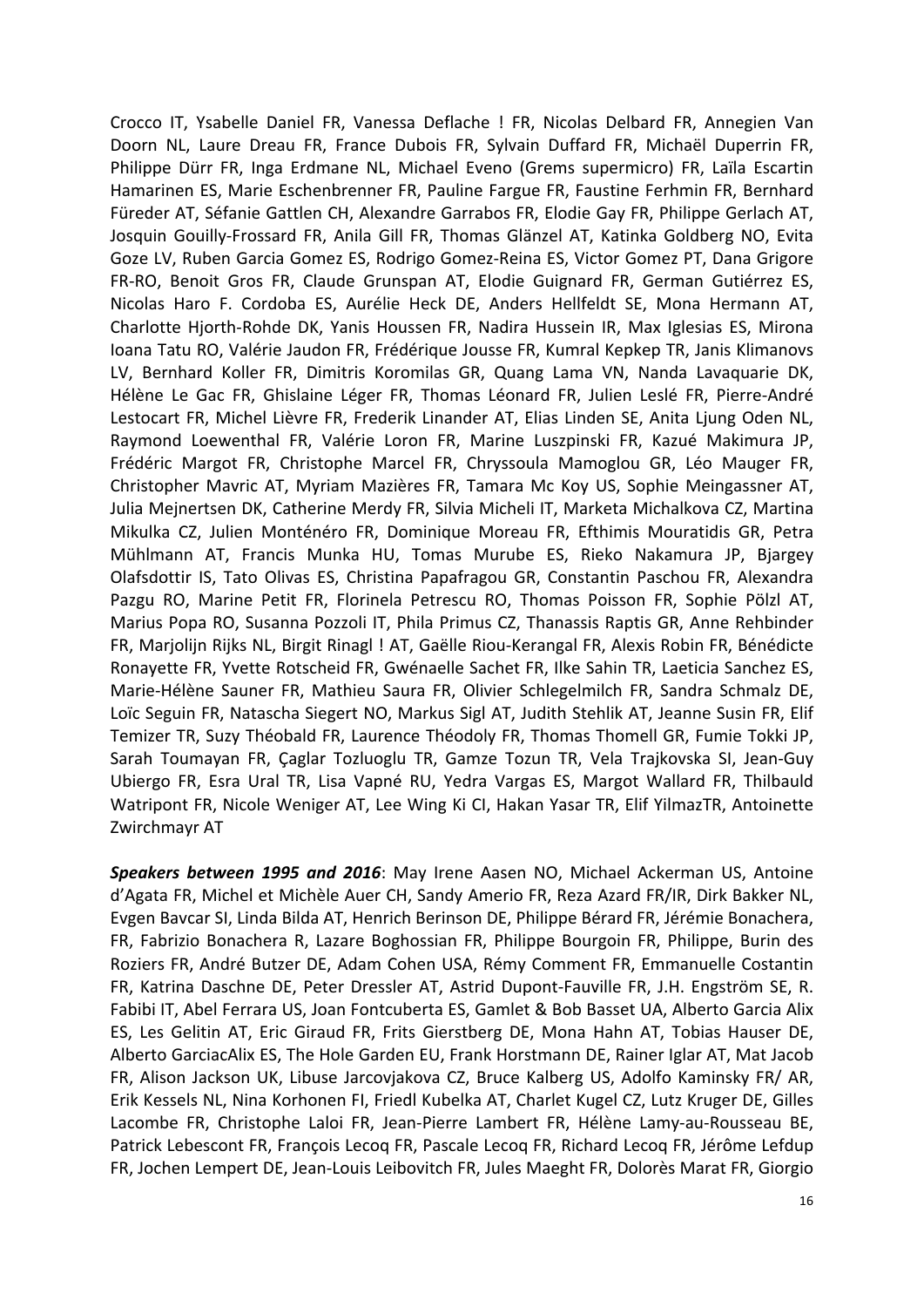Crocco IT, Ysabelle Daniel FR, Vanessa Deflache ! FR, Nicolas Delbard FR, Annegien Van Doorn NL, Laure Dreau FR, France Dubois FR, Sylvain Duffard FR, Michaël Duperrin FR, Philippe Dürr FR, Inga Erdmane NL, Michael Eveno (Grems supermicro) FR, Laïla Escartin Hamarinen ES, Marie Eschenbrenner FR, Pauline Fargue FR, Faustine Ferhmin FR, Bernhard Füreder AT, Séfanie Gattlen CH, Alexandre Garrabos FR, Elodie Gay FR, Philippe Gerlach AT, Josquin Gouilly-Frossard FR, Anila Gill FR, Thomas Glänzel AT, Katinka Goldberg NO, Evita Goze LV, Ruben Garcia Gomez ES, Rodrigo Gomez-Reina ES, Victor Gomez PT, Dana Grigore FR-RO, Benoit Gros FR, Claude Grunspan AT, Elodie Guignard FR, German Gutiérrez ES, Nicolas Haro F. Cordoba ES, Aurélie Heck DE, Anders Hellfeldt SE, Mona Hermann AT, Charlotte Hjorth-Rohde DK, Yanis Houssen FR, Nadira Hussein IR, Max Iglesias ES, Mirona Ioana Tatu RO, Valérie Jaudon FR, Frédérique Jousse FR, Kumral Kepkep TR, Janis Klimanovs LV, Bernhard Koller FR, Dimitris Koromilas GR, Quang Lama VN, Nanda Lavaquarie DK, Hélène Le Gac FR, Ghislaine Léger FR, Thomas Léonard FR, Julien Leslé FR, Pierre-André Lestocart FR, Michel Lièvre FR, Frederik Linander AT, Elias Linden SE, Anita Ljung Oden NL, Raymond Loewenthal FR, Valérie Loron FR, Marine Luszpinski FR, Kazué Makimura JP, Frédéric Margot FR, Christophe Marcel FR, Chryssoula Mamoglou GR, Léo Mauger FR, Christopher Mavric AT, Myriam Mazières FR, Tamara Mc Koy US, Sophie Meingassner AT, Julia Mejnertsen DK, Catherine Merdy FR, Silvia Micheli IT, Marketa Michalkova CZ, Martina Mikulka CZ, Julien Monténéro FR, Dominique Moreau FR, Efthimis Mouratidis GR, Petra Mühlmann AT, Francis Munka HU, Tomas Murube ES, Rieko Nakamura JP, Bjargey Olafsdottir IS, Tato Olivas ES, Christina Papafragou GR, Constantin Paschou FR, Alexandra Pazgu RO, Marine Petit FR, Florinela Petrescu RO, Thomas Poisson FR, Sophie Pölzl AT, Marius Popa RO, Susanna Pozzoli IT, Phila Primus CZ, Thanassis Raptis GR, Anne Rehbinder FR, Marjolijn Rijks NL, Birgit Rinagl ! AT, Gaëlle Riou-Kerangal FR, Alexis Robin FR, Bénédicte Ronayette FR, Yvette Rotscheid FR, Gwénaelle Sachet FR, Ilke Sahin TR, Laeticia Sanchez ES, Marie-Hélène Sauner FR, Mathieu Saura FR, Olivier Schlegelmilch FR, Sandra Schmalz DE, Loïc Seguin FR, Natascha Siegert NO, Markus Sigl AT, Judith Stehlik AT, Jeanne Susin FR, Elif Temizer TR, Suzy Théobald FR, Laurence Théodoly FR, Thomas Thomell GR, Fumie Tokki JP, Sarah Toumayan FR, Çaglar Tozluoglu TR, Gamze Tozun TR, Vela Trajkovska SI, Jean-Guy Ubiergo FR, Esra Ural TR, Lisa Vapné RU, Yedra Vargas ES, Margot Wallard FR, Thilbauld Watripont FR, Nicole Weniger AT, Lee Wing Ki CI, Hakan Yasar TR, Elif YilmazTR, Antoinette Zwirchmayr AT

***Speakers between 1995 and 2016***: May Irene Aasen NO, Michael Ackerman US, Antoine d'Agata FR, Michel et Michèle Auer CH, Sandy Amerio FR, Reza Azard FR/IR, Dirk Bakker NL, Evgen Bavcar SI, Linda Bilda AT, Henrich Berinson DE, Philippe Bérard FR, Jérémie Bonachera, FR, Fabrizio Bonachera R, Lazare Boghossian FR, Philippe Bourgoin FR, Philippe, Burin des Roziers FR, André Butzer DE, Adam Cohen USA, Rémy Comment FR, Emmanuelle Costantin FR, Katrina Daschne DE, Peter Dressler AT, Astrid Dupont-Fauville FR, J.H. Engström SE, R. Fabibi IT, Abel Ferrara US, Joan Fontcuberta ES, Gamlet & Bob Basset UA, Alberto Garcia Alix ES, Les Gelitin AT, Eric Giraud FR, Frits Gierstberg DE, Mona Hahn AT, Tobias Hauser DE, Alberto GarciacAlix ES, The Hole Garden EU, Frank Horstmann DE, Rainer Iglar AT, Mat Jacob FR, Alison Jackson UK, Libuse Jarcovjakova CZ, Bruce Kalberg US, Adolfo Kaminsky FR/ AR, Erik Kessels NL, Nina Korhonen FI, Friedl Kubelka AT, Charlet Kugel CZ, Lutz Kruger DE, Gilles Lacombe FR, Christophe Laloi FR, Jean-Pierre Lambert FR, Hélène Lamy-au-Rousseau BE, Patrick Lebescont FR, François Lecoq FR, Pascale Lecoq FR, Richard Lecoq FR, Jérôme Lefdup FR, Jochen Lempert DE, Jean-Louis Leibovitch FR, Jules Maeght FR, Dolorès Marat FR, Giorgio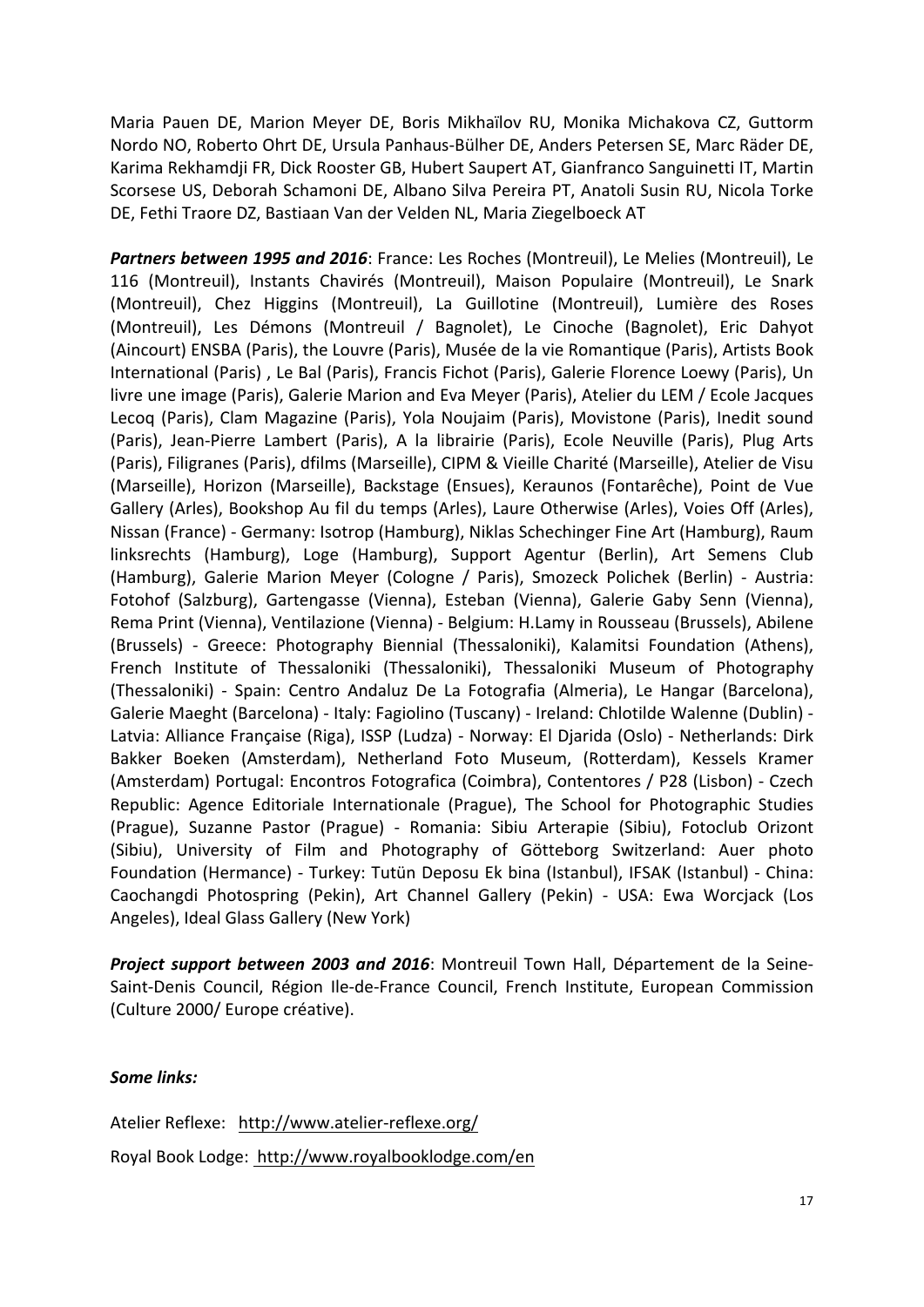Maria Pauen DE, Marion Meyer DE, Boris Mikhaïlov RU, Monika Michakova CZ, Guttorm Nordo NO, Roberto Ohrt DE, Ursula Panhaus-Bülher DE, Anders Petersen SE, Marc Räder DE, Karima Rekhamdji FR, Dick Rooster GB, Hubert Saupert AT, Gianfranco Sanguinetti IT, Martin Scorsese US, Deborah Schamoni DE, Albano Silva Pereira PT, Anatoli Susin RU, Nicola Torke DE, Fethi Traore DZ, Bastiaan Van der Velden NL, Maria Ziegelboeck AT

***Partners between 1995 and 2016***: France: Les Roches (Montreuil), Le Melies (Montreuil), Le 116 (Montreuil), Instants Chavirés (Montreuil), Maison Populaire (Montreuil), Le Snark (Montreuil), Chez Higgins (Montreuil), La Guillotine (Montreuil), Lumière des Roses (Montreuil), Les Démons (Montreuil / Bagnolet), Le Cinoche (Bagnolet), Eric Dahyot (Aincourt) ENSBA (Paris), the Louvre (Paris), Musée de la vie Romantique (Paris), Artists Book International (Paris) , Le Bal (Paris), Francis Fichot (Paris), Galerie Florence Loewy (Paris), Un livre une image (Paris), Galerie Marion and Eva Meyer (Paris), Atelier du LEM / Ecole Jacques Lecoq (Paris), Clam Magazine (Paris), Yola Noujaim (Paris), Movistone (Paris), Inedit sound (Paris), Jean-Pierre Lambert (Paris), A la librairie (Paris), Ecole Neuville (Paris), Plug Arts (Paris), Filigranes (Paris), dfilms (Marseille), CIPM & Vieille Charité (Marseille), Atelier de Visu (Marseille), Horizon (Marseille), Backstage (Ensues), Keraunos (Fontarêche), Point de Vue Gallery (Arles), Bookshop Au fil du temps (Arles), Laure Otherwise (Arles), Voies Off (Arles), Nissan (France) - Germany: Isotrop (Hamburg), Niklas Schechinger Fine Art (Hamburg), Raum linksrechts (Hamburg), Loge (Hamburg), Support Agentur (Berlin), Art Semens Club (Hamburg), Galerie Marion Meyer (Cologne / Paris), Smozeck Polichek (Berlin) - Austria: Fotohof (Salzburg), Gartengasse (Vienna), Esteban (Vienna), Galerie Gaby Senn (Vienna), Rema Print (Vienna), Ventilazione (Vienna) - Belgium: H.Lamy in Rousseau (Brussels), Abilene (Brussels) - Greece: Photography Biennial (Thessaloniki), Kalamitsi Foundation (Athens), French Institute of Thessaloniki (Thessaloniki), Thessaloniki Museum of Photography (Thessaloniki) - Spain: Centro Andaluz De La Fotografia (Almeria), Le Hangar (Barcelona), Galerie Maeght (Barcelona) - Italy: Fagiolino (Tuscany) - Ireland: Chlotilde Walenne (Dublin) - Latvia: Alliance Française (Riga), ISSP (Ludza) - Norway: El Djarida (Oslo) - Netherlands: Dirk Bakker Boeken (Amsterdam), Netherland Foto Museum, (Rotterdam), Kessels Kramer (Amsterdam) Portugal: Encontros Fotografica (Coimbra), Contentores / P28 (Lisbon) - Czech Republic: Agence Editoriale Internationale (Prague), The School for Photographic Studies (Prague), Suzanne Pastor (Prague) - Romania: Sibiu Arterapie (Sibiu), Fotoclub Orizont (Sibiu), University of Film and Photography of Götteborg Switzerland: Auer photo Foundation (Hermance) - Turkey: Tutün Deposu Ek bina (Istanbul), IFSAK (Istanbul) - China: Caochangdi Photospring (Pekin), Art Channel Gallery (Pekin) - USA: Ewa Worcjack (Los Angeles), Ideal Glass Gallery (New York)

***Project support between 2003 and 2016***: Montreuil Town Hall, Département de la Seine-Saint-Denis Council, Région Ile-de-France Council, French Institute, European Commission (Culture 2000/ Europe créative).

***Some links:***

Atelier Reflexe: http://www.atelier-reflexe.org/

Royal Book Lodge: http://www.royalbooklodge.com/en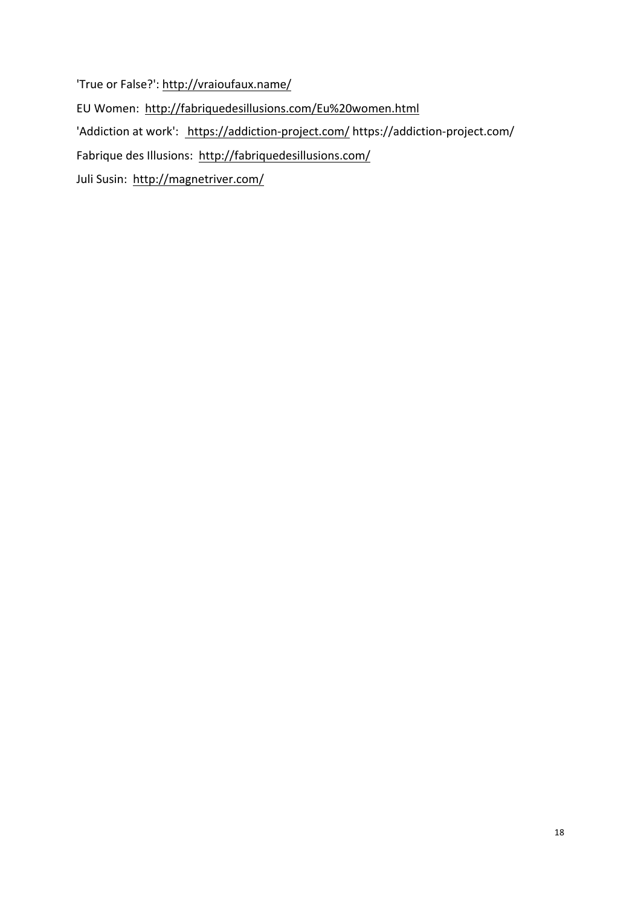'True or False?': http://vraioufaux.name/

EU Women: http://fabriquedesillusions.com/Eu%20women.html

'Addiction at work': https://addiction-project.com/ https://addiction-project.com/

Fabrique des Illusions: http://fabriquedesillusions.com/

Juli Susin: http://magnetriver.com/